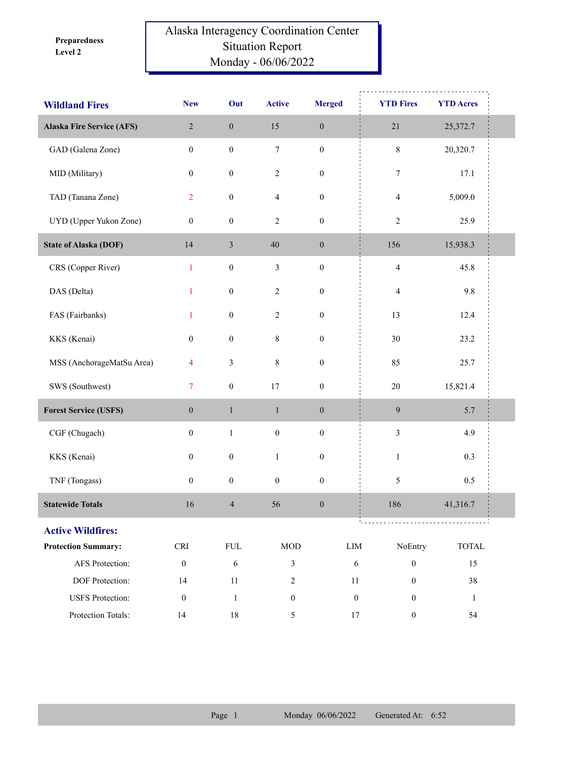**Preparedness Level 2**

# Alaska Interagency Coordination Center Situation Report Monday - 06/06/2022

| Wildland Fires | New | Out | Active | Merged | YTD Fires | YTD Acres |
|---|---|---|---|---|---|---|
| **Alaska Fire Service (AFS)** | 2 | 0 | 15 | 0 | 21 | 25,372.7 |
| GAD (Galena Zone) | 0 | 0 | 7 | 0 | 8 | 20,320.7 |
| MID (Military) | 0 | 0 | 2 | 0 | 7 | 17.1 |
| TAD (Tanana Zone) | 2 | 0 | 4 | 0 | 4 | 5,009.0 |
| UYD (Upper Yukon Zone) | 0 | 0 | 2 | 0 | 2 | 25.9 |
| **State of Alaska (DOF)** | 14 | 3 | 40 | 0 | 156 | 15,938.3 |
| CRS (Copper River) | 1 | 0 | 3 | 0 | 4 | 45.8 |
| DAS (Delta) | 1 | 0 | 2 | 0 | 4 | 9.8 |
| FAS (Fairbanks) | 1 | 0 | 2 | 0 | 13 | 12.4 |
| KKS (Kenai) | 0 | 0 | 8 | 0 | 30 | 23.2 |
| MSS (AnchorageMatSu Area) | 4 | 3 | 8 | 0 | 85 | 25.7 |
| SWS (Southwest) | 7 | 0 | 17 | 0 | 20 | 15,821.4 |
| **Forest Service (USFS)** | 0 | 1 | 1 | 0 | 9 | 5.7 |
| CGF (Chugach) | 0 | 1 | 0 | 0 | 3 | 4.9 |
| KKS (Kenai) | 0 | 0 | 1 | 0 | 1 | 0.3 |
| TNF (Tongass) | 0 | 0 | 0 | 0 | 5 | 0.5 |
| **Statewide Totals** | 16 | 4 | 56 | 0 | 186 | 41,316.7 |

## Active Wildfires:

| Protection Summary: | CRI | FUL | MOD | LIM | NoEntry | TOTAL |
|---|---|---|---|---|---|---|
| AFS Protection: | 0 | 6 | 3 | 6 | 0 | 15 |
| DOF Protection: | 14 | 11 | 2 | 11 | 0 | 38 |
| USFS Protection: | 0 | 1 | 0 | 0 | 0 | 1 |
| Protection Totals: | 14 | 18 | 5 | 17 | 0 | 54 |

Monday 06/06/2022 Generated At: 6:52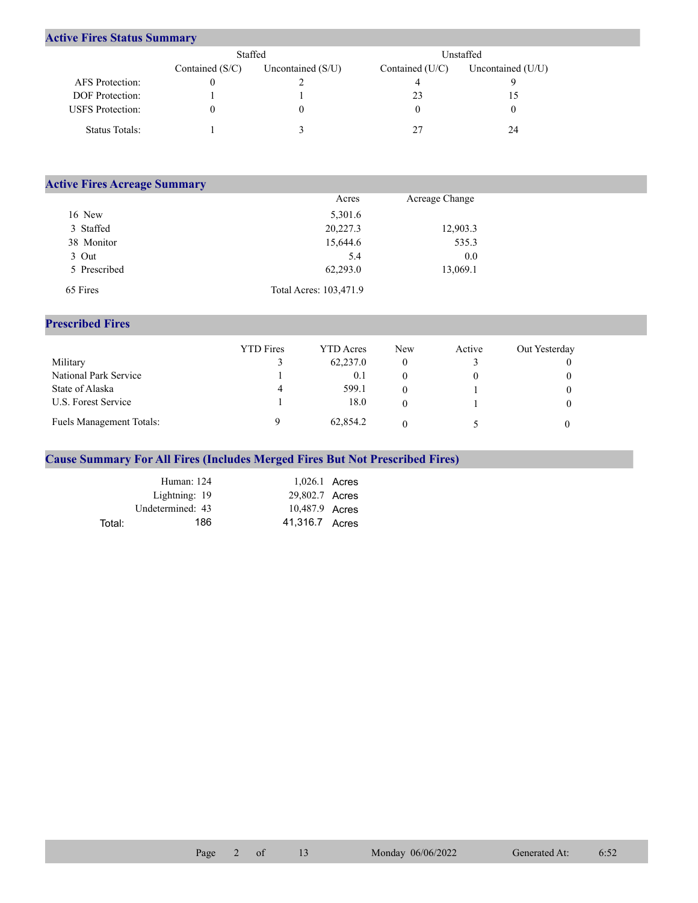## Active Fires Status Summary

| | Staffed | | Unstaffed | |
|---|---|---|---|---|
| | Contained (S/C) | Uncontained (S/U) | Contained (U/C) | Uncontained (U/U) |
| AFS Protection: | 0 | 2 | 4 | 9 |
| DOF Protection: | 1 | 1 | 23 | 15 |
| USFS Protection: | 0 | 0 | 0 | 0 |
| Status Totals: | 1 | 3 | 27 | 24 |

## Active Fires Acreage Summary

| | Acres | Acreage Change |
|---|---|---|
| 16 New | 5,301.6 | |
| 3 Staffed | 20,227.3 | 12,903.3 |
| 38 Monitor | 15,644.6 | 535.3 |
| 3 Out | 5.4 | 0.0 |
| 5 Prescribed | 62,293.0 | 13,069.1 |
| 65 Fires | Total Acres: 103,471.9 | |

## Prescribed Fires

| | YTD Fires | YTD Acres | New | Active | Out Yesterday |
|---|---|---|---|---|---|
| Military | 3 | 62,237.0 | 0 | 3 | 0 |
| National Park Service | 1 | 0.1 | 0 | 0 | 0 |
| State of Alaska | 4 | 599.1 | 0 | 1 | 0 |
| U.S. Forest Service | 1 | 18.0 | 0 | 1 | 0 |
| Fuels Management Totals: | 9 | 62,854.2 | 0 | 5 | 0 |

## Cause Summary For All Fires (Includes Merged Fires But Not Prescribed Fires)

| | | |
|---|---|---|
| Human: 124 | 1,026.1 | Acres |
| Lightning: 19 | 29,802.7 | Acres |
| Undetermined: 43 | 10,487.9 | Acres |
| Total: 186 | 41,316.7 | Acres |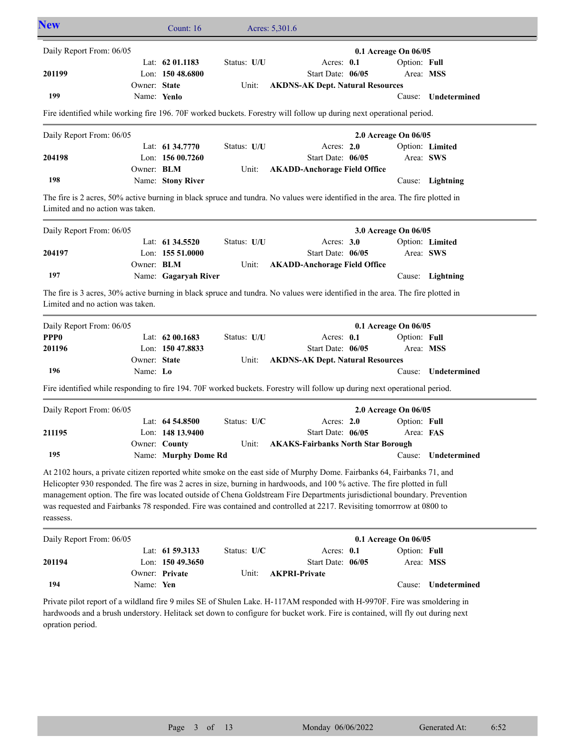## New

Count: 16 Acres: 5,301.6

---

Daily Report From: 06/05 — **0.1 Acreage On 06/05**

| | | | | |
|---|---|---|---|---|
| | Lat: **62 01.1183** | Status: **U/U** | Acres: **0.1** | Option: **Full** |
| **201199** | Lon: **150 48.6800** | | Start Date: **06/05** | Area: **MSS** |
| | Owner: **State** | Unit: | **AKDNS-AK Dept. Natural Resources** | |
| **199** | Name: **Yenlo** | | | Cause: **Undetermined** |

Fire identified while working fire 196. 70F worked buckets. Forestry will follow up during next operational period.

---

Daily Report From: 06/05 — **2.0 Acreage On 06/05**

| | | | | |
|---|---|---|---|---|
| | Lat: **61 34.7770** | Status: **U/U** | Acres: **2.0** | Option: **Limited** |
| **204198** | Lon: **156 00.7260** | | Start Date: **06/05** | Area: **SWS** |
| | Owner: **BLM** | Unit: | **AKADD-Anchorage Field Office** | |
| **198** | Name: **Stony River** | | | Cause: **Lightning** |

The fire is 2 acres, 50% active burning in black spruce and tundra. No values were identified in the area. The fire plotted in Limited and no action was taken.

---

Daily Report From: 06/05 — **3.0 Acreage On 06/05**

| | | | | |
|---|---|---|---|---|
| | Lat: **61 34.5520** | Status: **U/U** | Acres: **3.0** | Option: **Limited** |
| **204197** | Lon: **155 51.0000** | | Start Date: **06/05** | Area: **SWS** |
| | Owner: **BLM** | Unit: | **AKADD-Anchorage Field Office** | |
| **197** | Name: **Gagaryah River** | | | Cause: **Lightning** |

The fire is 3 acres, 30% active burning in black spruce and tundra. No values were identified in the area. The fire plotted in Limited and no action was taken.

---

Daily Report From: 06/05 — **0.1 Acreage On 06/05**

| | | | | |
|---|---|---|---|---|
| **PPP0** | Lat: **62 00.1683** | Status: **U/U** | Acres: **0.1** | Option: **Full** |
| **201196** | Lon: **150 47.8833** | | Start Date: **06/05** | Area: **MSS** |
| | Owner: **State** | Unit: | **AKDNS-AK Dept. Natural Resources** | |
| **196** | Name: **Lo** | | | Cause: **Undetermined** |

Fire identified while responding to fire 194. 70F worked buckets. Forestry will follow up during next operational period.

---

Daily Report From: 06/05 — **2.0 Acreage On 06/05**

| | | | | |
|---|---|---|---|---|
| | Lat: **64 54.8500** | Status: **U/C** | Acres: **2.0** | Option: **Full** |
| **211195** | Lon: **148 13.9400** | | Start Date: **06/05** | Area: **FAS** |
| | Owner: **County** | Unit: | **AKAKS-Fairbanks North Star Borough** | |
| **195** | Name: **Murphy Dome Rd** | | | Cause: **Undetermined** |

At 2102 hours, a private citizen reported white smoke on the east side of Murphy Dome. Fairbanks 64, Fairbanks 71, and Helicopter 930 responded. The fire was 2 acres in size, burning in hardwoods, and 100 % active. The fire plotted in full management option. The fire was located outside of Chena Goldstream Fire Departments jurisdictional boundary. Prevention was requested and Fairbanks 78 responded. Fire was contained and controlled at 2217. Revisiting tomorrrow at 0800 to reassess.

---

Daily Report From: 06/05 — **0.1 Acreage On 06/05**

| | | | | |
|---|---|---|---|---|
| | Lat: **61 59.3133** | Status: **U/C** | Acres: **0.1** | Option: **Full** |
| **201194** | Lon: **150 49.3650** | | Start Date: **06/05** | Area: **MSS** |
| | Owner: **Private** | Unit: | **AKPRI-Private** | |
| **194** | Name: **Yen** | | | Cause: **Undetermined** |

Private pilot report of a wildland fire 9 miles SE of Shulen Lake. H-117AM responded with H-9970F. Fire was smoldering in hardwoods and a brush understory. Helitack set down to configure for bucket work. Fire is contained, will fly out during next opration period.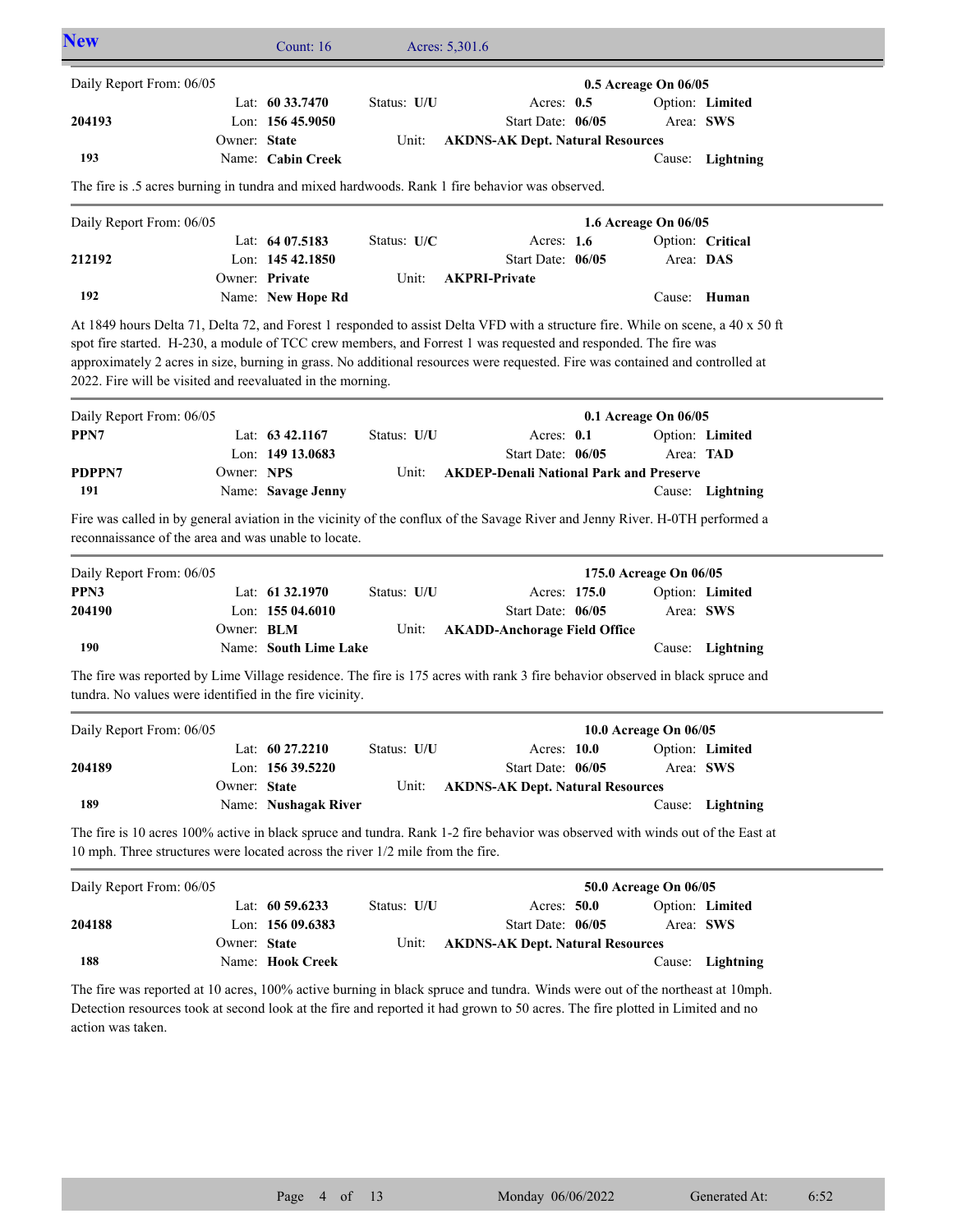## New

Count: 16 Acres: 5,301.6

---

Daily Report From: 06/05 — **0.5 Acreage On 06/05**

| | | | | |
|---|---|---|---|---|
| | Lat: **60 33.7470** | Status: **U/U** | Acres: **0.5** | Option: **Limited** |
| **204193** | Lon: **156 45.9050** | | Start Date: **06/05** | Area: **SWS** |
| | Owner: **State** | Unit: | **AKDNS-AK Dept. Natural Resources** | |
| **193** | Name: **Cabin Creek** | | | Cause: **Lightning** |

The fire is .5 acres burning in tundra and mixed hardwoods. Rank 1 fire behavior was observed.

---

Daily Report From: 06/05 — **1.6 Acreage On 06/05**

| | | | | |
|---|---|---|---|---|
| | Lat: **64 07.5183** | Status: **U/C** | Acres: **1.6** | Option: **Critical** |
| **212192** | Lon: **145 42.1850** | | Start Date: **06/05** | Area: **DAS** |
| | Owner: **Private** | Unit: | **AKPRI-Private** | |
| **192** | Name: **New Hope Rd** | | | Cause: **Human** |

At 1849 hours Delta 71, Delta 72, and Forest 1 responded to assist Delta VFD with a structure fire. While on scene, a 40 x 50 ft spot fire started. H-230, a module of TCC crew members, and Forrest 1 was requested and responded. The fire was approximately 2 acres in size, burning in grass. No additional resources were requested. Fire was contained and controlled at 2022. Fire will be visited and reevaluated in the morning.

---

Daily Report From: 06/05 — **0.1 Acreage On 06/05**

| | | | | |
|---|---|---|---|---|
| **PPN7** | Lat: **63 42.1167** | Status: **U/U** | Acres: **0.1** | Option: **Limited** |
| | Lon: **149 13.0683** | | Start Date: **06/05** | Area: **TAD** |
| **PDPPN7** | Owner: **NPS** | Unit: | **AKDEP-Denali National Park and Preserve** | |
| **191** | Name: **Savage Jenny** | | | Cause: **Lightning** |

Fire was called in by general aviation in the vicinity of the conflux of the Savage River and Jenny River. H-0TH performed a reconnaissance of the area and was unable to locate.

---

Daily Report From: 06/05 — **175.0 Acreage On 06/05**

| | | | | |
|---|---|---|---|---|
| **PPN3** | Lat: **61 32.1970** | Status: **U/U** | Acres: **175.0** | Option: **Limited** |
| **204190** | Lon: **155 04.6010** | | Start Date: **06/05** | Area: **SWS** |
| | Owner: **BLM** | Unit: | **AKADD-Anchorage Field Office** | |
| **190** | Name: **South Lime Lake** | | | Cause: **Lightning** |

The fire was reported by Lime Village residence. The fire is 175 acres with rank 3 fire behavior observed in black spruce and tundra. No values were identified in the fire vicinity.

---

Daily Report From: 06/05 — **10.0 Acreage On 06/05**

| | | | | |
|---|---|---|---|---|
| | Lat: **60 27.2210** | Status: **U/U** | Acres: **10.0** | Option: **Limited** |
| **204189** | Lon: **156 39.5220** | | Start Date: **06/05** | Area: **SWS** |
| | Owner: **State** | Unit: | **AKDNS-AK Dept. Natural Resources** | |
| **189** | Name: **Nushagak River** | | | Cause: **Lightning** |

The fire is 10 acres 100% active in black spruce and tundra. Rank 1-2 fire behavior was observed with winds out of the East at 10 mph. Three structures were located across the river 1/2 mile from the fire.

---

Daily Report From: 06/05 — **50.0 Acreage On 06/05**

| | | | | |
|---|---|---|---|---|
| | Lat: **60 59.6233** | Status: **U/U** | Acres: **50.0** | Option: **Limited** |
| **204188** | Lon: **156 09.6383** | | Start Date: **06/05** | Area: **SWS** |
| | Owner: **State** | Unit: | **AKDNS-AK Dept. Natural Resources** | |
| **188** | Name: **Hook Creek** | | | Cause: **Lightning** |

The fire was reported at 10 acres, 100% active burning in black spruce and tundra. Winds were out of the northeast at 10mph. Detection resources took at second look at the fire and reported it had grown to 50 acres. The fire plotted in Limited and no action was taken.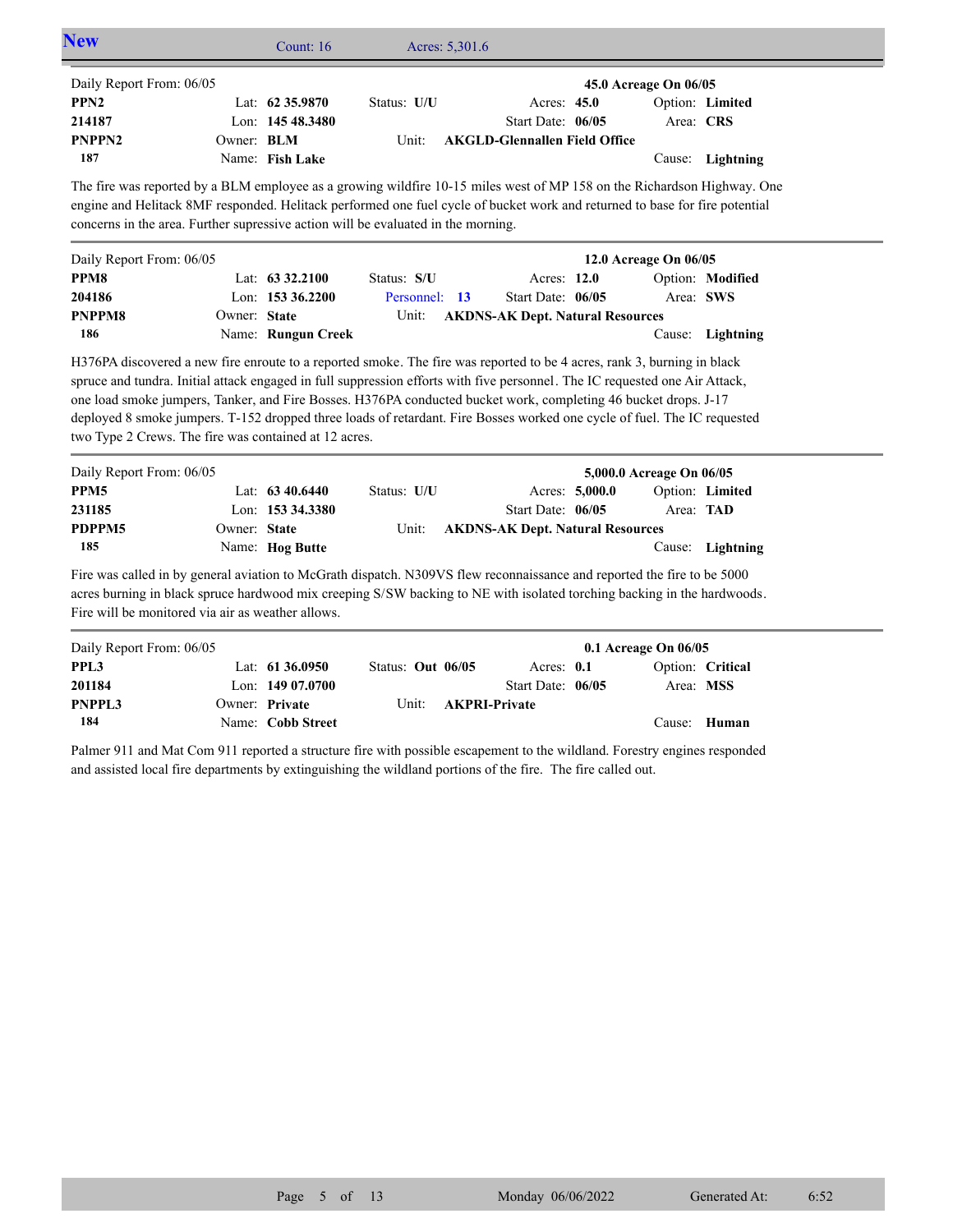## New

Count: 16 Acres: 5,301.6

Daily Report From: 06/05 — 45.0 Acreage On 06/05

| | | | | |
|---|---|---|---|---|
| **PPN2** | Lat: **62 35.9870** | Status: **U/U** | Acres: **45.0** | Option: **Limited** |
| **214187** | Lon: **145 48.3480** | | Start Date: **06/05** | Area: **CRS** |
| **PNPPN2** | Owner: **BLM** | Unit: **AKGLD-Glennallen Field Office** | | |
| **187** | Name: **Fish Lake** | | | Cause: **Lightning** |

The fire was reported by a BLM employee as a growing wildfire 10-15 miles west of MP 158 on the Richardson Highway. One engine and Helitack 8MF responded. Helitack performed one fuel cycle of bucket work and returned to base for fire potential concerns in the area. Further supressive action will be evaluated in the morning.

Daily Report From: 06/05 — 12.0 Acreage On 06/05

| | | | | |
|---|---|---|---|---|
| **PPM8** | Lat: **63 32.2100** | Status: **S/U** | Acres: **12.0** | Option: **Modified** |
| **204186** | Lon: **153 36.2200** | Personnel: **13** | Start Date: **06/05** | Area: **SWS** |
| **PNPPM8** | Owner: **State** | Unit: **AKDNS-AK Dept. Natural Resources** | | |
| **186** | Name: **Rungun Creek** | | | Cause: **Lightning** |

H376PA discovered a new fire enroute to a reported smoke. The fire was reported to be 4 acres, rank 3, burning in black spruce and tundra. Initial attack engaged in full suppression efforts with five personnel. The IC requested one Air Attack, one load smoke jumpers, Tanker, and Fire Bosses. H376PA conducted bucket work, completing 46 bucket drops. J-17 deployed 8 smoke jumpers. T-152 dropped three loads of retardant. Fire Bosses worked one cycle of fuel. The IC requested two Type 2 Crews. The fire was contained at 12 acres.

Daily Report From: 06/05 — 5,000.0 Acreage On 06/05

| | | | | |
|---|---|---|---|---|
| **PPM5** | Lat: **63 40.6440** | Status: **U/U** | Acres: **5,000.0** | Option: **Limited** |
| **231185** | Lon: **153 34.3380** | | Start Date: **06/05** | Area: **TAD** |
| **PDPPM5** | Owner: **State** | Unit: **AKDNS-AK Dept. Natural Resources** | | |
| **185** | Name: **Hog Butte** | | | Cause: **Lightning** |

Fire was called in by general aviation to McGrath dispatch. N309VS flew reconnaissance and reported the fire to be 5000 acres burning in black spruce hardwood mix creeping S/SW backing to NE with isolated torching backing in the hardwoods. Fire will be monitored via air as weather allows.

Daily Report From: 06/05 — 0.1 Acreage On 06/05

| | | | | |
|---|---|---|---|---|
| **PPL3** | Lat: **61 36.0950** | Status: **Out 06/05** | Acres: **0.1** | Option: **Critical** |
| **201184** | Lon: **149 07.0700** | | Start Date: **06/05** | Area: **MSS** |
| **PNPPL3** | Owner: **Private** | Unit: **AKPRI-Private** | | |
| **184** | Name: **Cobb Street** | | | Cause: **Human** |

Palmer 911 and Mat Com 911 reported a structure fire with possible escapement to the wildland. Forestry engines responded and assisted local fire departments by extinguishing the wildland portions of the fire. The fire called out.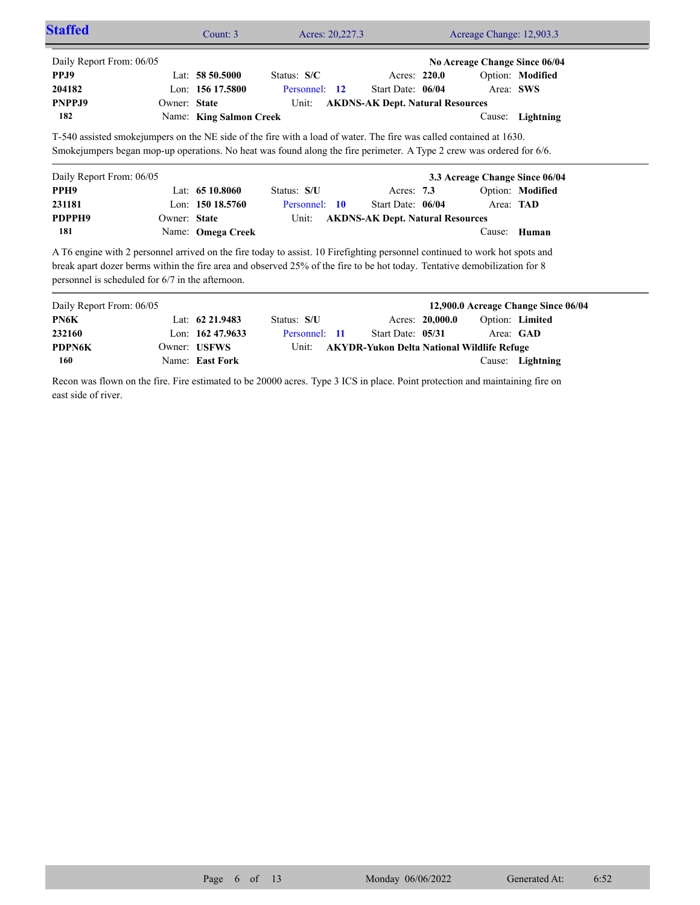## Staffed

Count: 3 | Acres: 20,227.3 | Acreage Change: 12,903.3

---

Daily Report From: 06/05 — **No Acreage Change Since 06/04**

| | | | | |
|---|---|---|---|---|
| **PPJ9** | Lat: **58 50.5000** | Status: **S/C** | Acres: **220.0** | Option: **Modified** |
| **204182** | Lon: **156 17.5800** | Personnel: **12** | Start Date: **06/04** | Area: **SWS** |
| **PNPPJ9** | Owner: **State** | Unit: **AKDNS-AK Dept. Natural Resources** | | |
| **182** | Name: **King Salmon Creek** | | | Cause: **Lightning** |

T-540 assisted smokejumpers on the NE side of the fire with a load of water. The fire was called contained at 1630. Smokejumpers began mop-up operations. No heat was found along the fire perimeter. A Type 2 crew was ordered for 6/6.

---

Daily Report From: 06/05 — **3.3 Acreage Change Since 06/04**

| | | | | |
|---|---|---|---|---|
| **PPH9** | Lat: **65 10.8060** | Status: **S/U** | Acres: **7.3** | Option: **Modified** |
| **231181** | Lon: **150 18.5760** | Personnel: **10** | Start Date: **06/04** | Area: **TAD** |
| **PDPPH9** | Owner: **State** | Unit: **AKDNS-AK Dept. Natural Resources** | | |
| **181** | Name: **Omega Creek** | | | Cause: **Human** |

A T6 engine with 2 personnel arrived on the fire today to assist. 10 Firefighting personnel continued to work hot spots and break apart dozer berms within the fire area and observed 25% of the fire to be hot today. Tentative demobilization for 8 personnel is scheduled for 6/7 in the afternoon.

---

Daily Report From: 06/05 — **12,900.0 Acreage Change Since 06/04**

| | | | | |
|---|---|---|---|---|
| **PN6K** | Lat: **62 21.9483** | Status: **S/U** | Acres: **20,000.0** | Option: **Limited** |
| **232160** | Lon: **162 47.9633** | Personnel: **11** | Start Date: **05/31** | Area: **GAD** |
| **PDPN6K** | Owner: **USFWS** | Unit: **AKYDR-Yukon Delta National Wildlife Refuge** | | |
| **160** | Name: **East Fork** | | | Cause: **Lightning** |

Recon was flown on the fire. Fire estimated to be 20000 acres. Type 3 ICS in place. Point protection and maintaining fire on east side of river.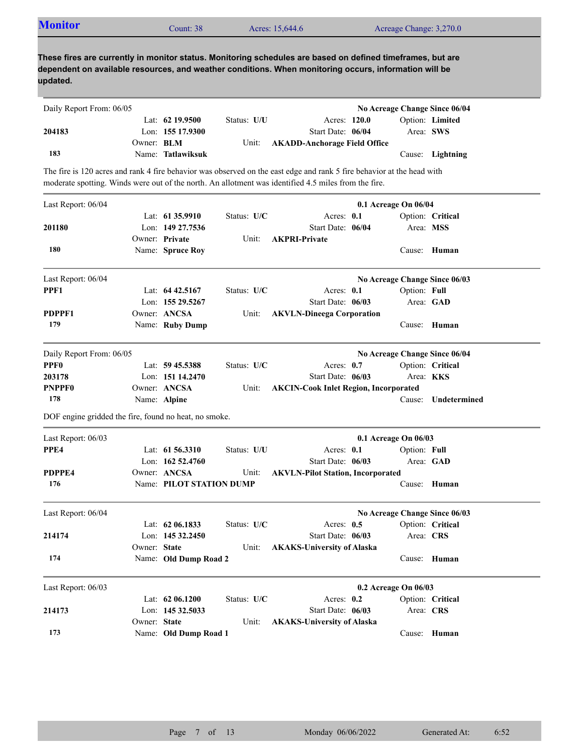## Monitor

Count: 38 | Acres: 15,644.6 | Acreage Change: 3,270.0

**These fires are currently in monitor status. Monitoring schedules are based on defined timeframes, but are dependent on available resources, and weather conditions. When monitoring occurs, information will be updated.**

---

Daily Report From: 06/05 | **No Acreage Change Since 06/04**

| | | | |
|---|---|---|---|
| | Lat: **62 19.9500** | Status: **U/U** | Acres: **120.0** | Option: **Limited**
| **204183** | Lon: **155 17.9300** | | Start Date: **06/04** | Area: **SWS**
| | Owner: **BLM** | Unit: **AKADD-Anchorage Field Office** | |
| **183** | Name: **Tatlawiksuk** | | | Cause: **Lightning**

The fire is 120 acres and rank 4 fire behavior was observed on the east edge and rank 5 fire behavior at the head with moderate spotting. Winds were out of the north. An allotment was identified 4.5 miles from the fire.

---

Last Report: 06/04 | **0.1 Acreage On 06/04**

| | | | | |
|---|---|---|---|---|
| | Lat: **61 35.9910** | Status: **U/C** | Acres: **0.1** | Option: **Critical** |
| **201180** | Lon: **149 27.7536** | | Start Date: **06/04** | Area: **MSS** |
| | Owner: **Private** | Unit: **AKPRI-Private** | | |
| **180** | Name: **Spruce Roy** | | | Cause: **Human** |

---

Last Report: 06/04 | **No Acreage Change Since 06/03**

| | | | | |
|---|---|---|---|---|
| **PPF1** | Lat: **64 42.5167** | Status: **U/C** | Acres: **0.1** | Option: **Full** |
| | Lon: **155 29.5267** | | Start Date: **06/03** | Area: **GAD** |
| **PDPPF1** | Owner: **ANCSA** | Unit: **AKVLN-Dineega Corporation** | | |
| **179** | Name: **Ruby Dump** | | | Cause: **Human** |

---

Daily Report From: 06/05 | **No Acreage Change Since 06/04**

| | | | | |
|---|---|---|---|---|
| **PPF0** | Lat: **59 45.5388** | Status: **U/C** | Acres: **0.7** | Option: **Critical** |
| **203178** | Lon: **151 14.2470** | | Start Date: **06/03** | Area: **KKS** |
| **PNPPF0** | Owner: **ANCSA** | Unit: **AKCIN-Cook Inlet Region, Incorporated** | | |
| **178** | Name: **Alpine** | | | Cause: **Undetermined** |

DOF engine gridded the fire, found no heat, no smoke.

---

Last Report: 06/03 | **0.1 Acreage On 06/03**

| | | | | |
|---|---|---|---|---|
| **PPE4** | Lat: **61 56.3310** | Status: **U/U** | Acres: **0.1** | Option: **Full** |
| | Lon: **162 52.4760** | | Start Date: **06/03** | Area: **GAD** |
| **PDPPE4** | Owner: **ANCSA** | Unit: **AKVLN-Pilot Station, Incorporated** | | |
| **176** | Name: **PILOT STATION DUMP** | | | Cause: **Human** |

---

Last Report: 06/04 | **No Acreage Change Since 06/03**

| | | | | |
|---|---|---|---|---|
| | Lat: **62 06.1833** | Status: **U/C** | Acres: **0.5** | Option: **Critical** |
| **214174** | Lon: **145 32.2450** | | Start Date: **06/03** | Area: **CRS** |
| | Owner: **State** | Unit: **AKAKS-University of Alaska** | | |
| **174** | Name: **Old Dump Road 2** | | | Cause: **Human** |

---

Last Report: 06/03 | **0.2 Acreage On 06/03**

| | | | | |
|---|---|---|---|---|
| | Lat: **62 06.1200** | Status: **U/C** | Acres: **0.2** | Option: **Critical** |
| **214173** | Lon: **145 32.5033** | | Start Date: **06/03** | Area: **CRS** |
| | Owner: **State** | Unit: **AKAKS-University of Alaska** | | |
| **173** | Name: **Old Dump Road 1** | | | Cause: **Human** |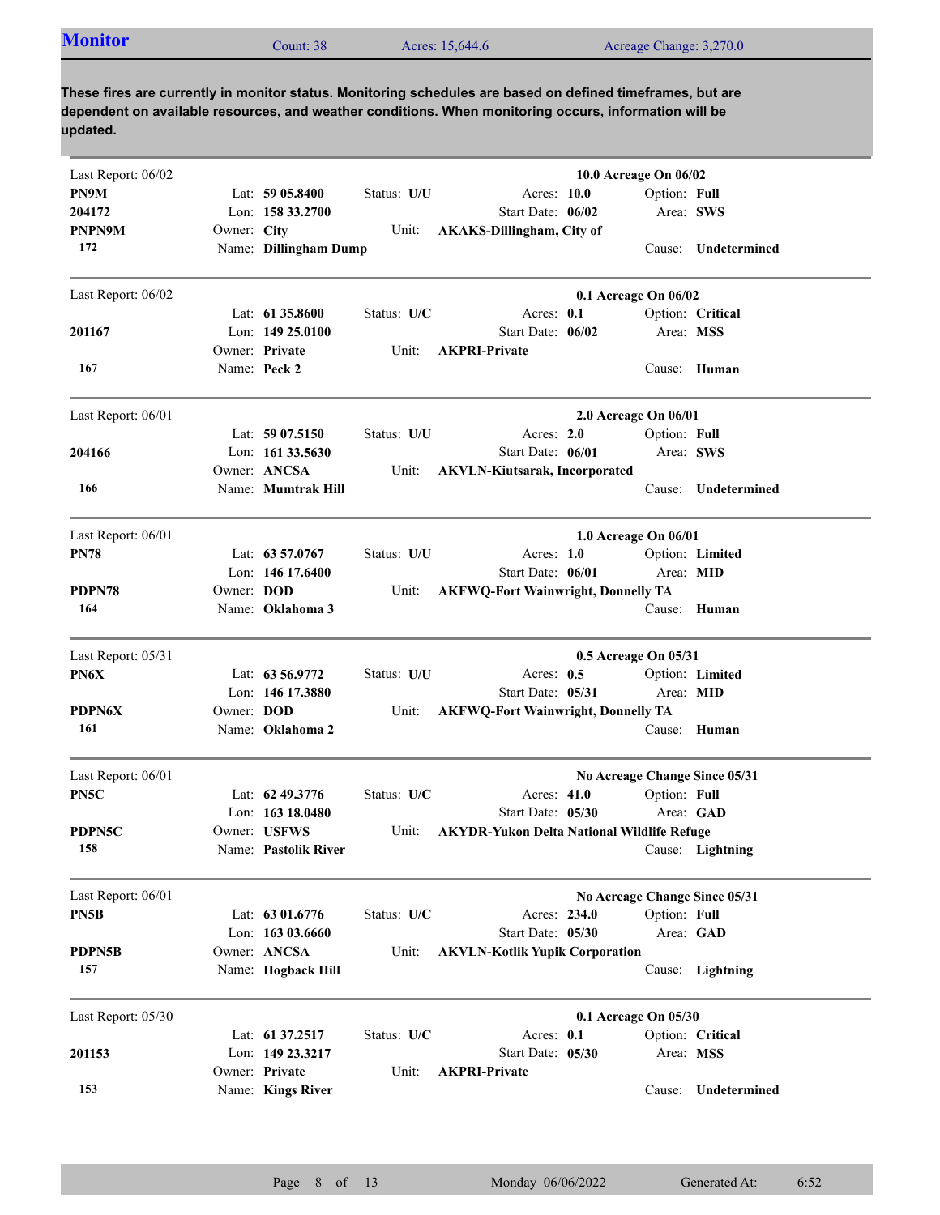## Monitor

Count: 38 | Acres: 15,644.6 | Acreage Change: 3,270.0

**These fires are currently in monitor status. Monitoring schedules are based on defined timeframes, but are dependent on available resources, and weather conditions. When monitoring occurs, information will be updated.**

---

Last Report: 06/02 — **10.0 Acreage On 06/02**

**PN9M**
**204172**
**PNPN9M**
**172**

Lat: **59 05.8400** | Status: **U/U** | Acres: **10.0** | Option: **Full**
Lon: **158 33.2700** | Start Date: **06/02** | Area: **SWS**
Owner: **City** | Unit: **AKAKS-Dillingham, City of**
Name: **Dillingham Dump** | Cause: **Undetermined**

---

Last Report: 06/02 — **0.1 Acreage On 06/02**

**201167**
**167**

Lat: **61 35.8600** | Status: **U/C** | Acres: **0.1** | Option: **Critical**
Lon: **149 25.0100** | Start Date: **06/02** | Area: **MSS**
Owner: **Private** | Unit: **AKPRI-Private**
Name: **Peck 2** | Cause: **Human**

---

Last Report: 06/01 — **2.0 Acreage On 06/01**

**204166**
**166**

Lat: **59 07.5150** | Status: **U/U** | Acres: **2.0** | Option: **Full**
Lon: **161 33.5630** | Start Date: **06/01** | Area: **SWS**
Owner: **ANCSA** | Unit: **AKVLN-Kiutsarak, Incorporated**
Name: **Mumtrak Hill** | Cause: **Undetermined**

---

Last Report: 06/01 — **1.0 Acreage On 06/01**

**PN78**
**PDPN78**
**164**

Lat: **63 57.0767** | Status: **U/U** | Acres: **1.0** | Option: **Limited**
Lon: **146 17.6400** | Start Date: **06/01** | Area: **MID**
Owner: **DOD** | Unit: **AKFWQ-Fort Wainwright, Donnelly TA**
Name: **Oklahoma 3** | Cause: **Human**

---

Last Report: 05/31 — **0.5 Acreage On 05/31**

**PN6X**
**PDPN6X**
**161**

Lat: **63 56.9772** | Status: **U/U** | Acres: **0.5** | Option: **Limited**
Lon: **146 17.3880** | Start Date: **05/31** | Area: **MID**
Owner: **DOD** | Unit: **AKFWQ-Fort Wainwright, Donnelly TA**
Name: **Oklahoma 2** | Cause: **Human**

---

Last Report: 06/01 — **No Acreage Change Since 05/31**

**PN5C**
**PDPN5C**
**158**

Lat: **62 49.3776** | Status: **U/C** | Acres: **41.0** | Option: **Full**
Lon: **163 18.0480** | Start Date: **05/30** | Area: **GAD**
Owner: **USFWS** | Unit: **AKYDR-Yukon Delta National Wildlife Refuge**
Name: **Pastolik River** | Cause: **Lightning**

---

Last Report: 06/01 — **No Acreage Change Since 05/31**

**PN5B**
**PDPN5B**
**157**

Lat: **63 01.6776** | Status: **U/C** | Acres: **234.0** | Option: **Full**
Lon: **163 03.6660** | Start Date: **05/30** | Area: **GAD**
Owner: **ANCSA** | Unit: **AKVLN-Kotlik Yupik Corporation**
Name: **Hogback Hill** | Cause: **Lightning**

---

Last Report: 05/30 — **0.1 Acreage On 05/30**

**201153**
**153**

Lat: **61 37.2517** | Status: **U/C** | Acres: **0.1** | Option: **Critical**
Lon: **149 23.3217** | Start Date: **05/30** | Area: **MSS**
Owner: **Private** | Unit: **AKPRI-Private**
Name: **Kings River** | Cause: **Undetermined**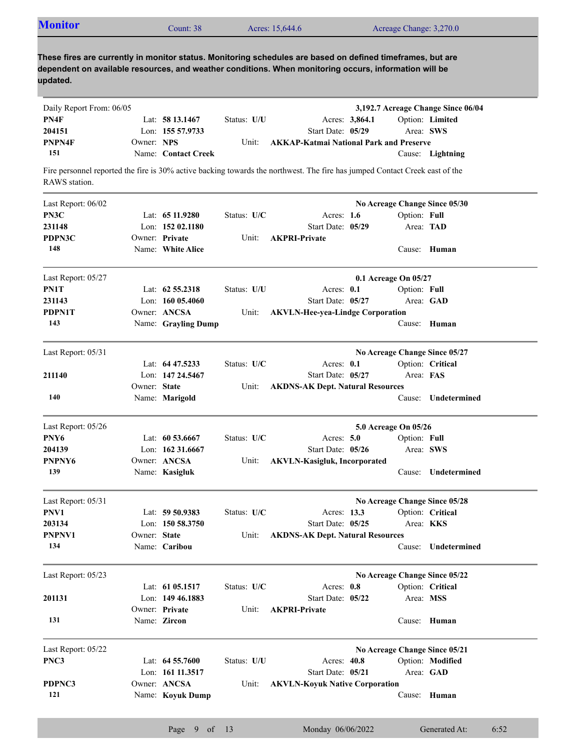## Monitor

Count: 38 | Acres: 15,644.6 | Acreage Change: 3,270.0

**These fires are currently in monitor status. Monitoring schedules are based on defined timeframes, but are dependent on available resources, and weather conditions. When monitoring occurs, information will be updated.**

---

Daily Report From: 06/05 — **3,192.7 Acreage Change Since 06/04**

| | | | | |
|---|---|---|---|---|
| **PN4F** | Lat: **58 13.1467** | Status: **U/U** | Acres: **3,864.1** | Option: **Limited** |
| **204151** | Lon: **155 57.9733** | | Start Date: **05/29** | Area: **SWS** |
| **PNPN4F** | Owner: **NPS** | Unit: | **AKKAP-Katmai National Park and Preserve** | |
| **151** | Name: **Contact Creek** | | | Cause: **Lightning** |

Fire personnel reported the fire is 30% active backing towards the northwest. The fire has jumped Contact Creek east of the RAWS station.

---

Last Report: 06/02 — **No Acreage Change Since 05/30**

| | | | | |
|---|---|---|---|---|
| **PN3C** | Lat: **65 11.9280** | Status: **U/C** | Acres: **1.6** | Option: **Full** |
| **231148** | Lon: **152 02.1180** | | Start Date: **05/29** | Area: **TAD** |
| **PDPN3C** | Owner: **Private** | Unit: | **AKPRI-Private** | |
| **148** | Name: **White Alice** | | | Cause: **Human** |

---

Last Report: 05/27 — **0.1 Acreage On 05/27**

| | | | | |
|---|---|---|---|---|
| **PN1T** | Lat: **62 55.2318** | Status: **U/U** | Acres: **0.1** | Option: **Full** |
| **231143** | Lon: **160 05.4060** | | Start Date: **05/27** | Area: **GAD** |
| **PDPN1T** | Owner: **ANCSA** | Unit: | **AKVLN-Hee-yea-Lindge Corporation** | |
| **143** | Name: **Grayling Dump** | | | Cause: **Human** |

---

Last Report: 05/31 — **No Acreage Change Since 05/27**

| | | | | |
|---|---|---|---|---|
| | Lat: **64 47.5233** | Status: **U/C** | Acres: **0.1** | Option: **Critical** |
| **211140** | Lon: **147 24.5467** | | Start Date: **05/27** | Area: **FAS** |
| | Owner: **State** | Unit: | **AKDNS-AK Dept. Natural Resources** | |
| **140** | Name: **Marigold** | | | Cause: **Undetermined** |

---

Last Report: 05/26 — **5.0 Acreage On 05/26**

| | | | | |
|---|---|---|---|---|
| **PNY6** | Lat: **60 53.6667** | Status: **U/C** | Acres: **5.0** | Option: **Full** |
| **204139** | Lon: **162 31.6667** | | Start Date: **05/26** | Area: **SWS** |
| **PNPNY6** | Owner: **ANCSA** | Unit: | **AKVLN-Kasigluk, Incorporated** | |
| **139** | Name: **Kasigluk** | | | Cause: **Undetermined** |

---

Last Report: 05/31 — **No Acreage Change Since 05/28**

| | | | | |
|---|---|---|---|---|
| **PNV1** | Lat: **59 50.9383** | Status: **U/C** | Acres: **13.3** | Option: **Critical** |
| **203134** | Lon: **150 58.3750** | | Start Date: **05/25** | Area: **KKS** |
| **PNPNV1** | Owner: **State** | Unit: | **AKDNS-AK Dept. Natural Resources** | |
| **134** | Name: **Caribou** | | | Cause: **Undetermined** |

---

Last Report: 05/23 — **No Acreage Change Since 05/22**

| | | | | |
|---|---|---|---|---|
| | Lat: **61 05.1517** | Status: **U/C** | Acres: **0.8** | Option: **Critical** |
| **201131** | Lon: **149 46.1883** | | Start Date: **05/22** | Area: **MSS** |
| | Owner: **Private** | Unit: | **AKPRI-Private** | |
| **131** | Name: **Zircon** | | | Cause: **Human** |

---

Last Report: 05/22 — **No Acreage Change Since 05/21**

| | | | | |
|---|---|---|---|---|
| **PNC3** | Lat: **64 55.7600** | Status: **U/U** | Acres: **40.8** | Option: **Modified** |
| | Lon: **161 11.3517** | | Start Date: **05/21** | Area: **GAD** |
| **PDPNC3** | Owner: **ANCSA** | Unit: | **AKVLN-Koyuk Native Corporation** | |
| **121** | Name: **Koyuk Dump** | | | Cause: **Human** |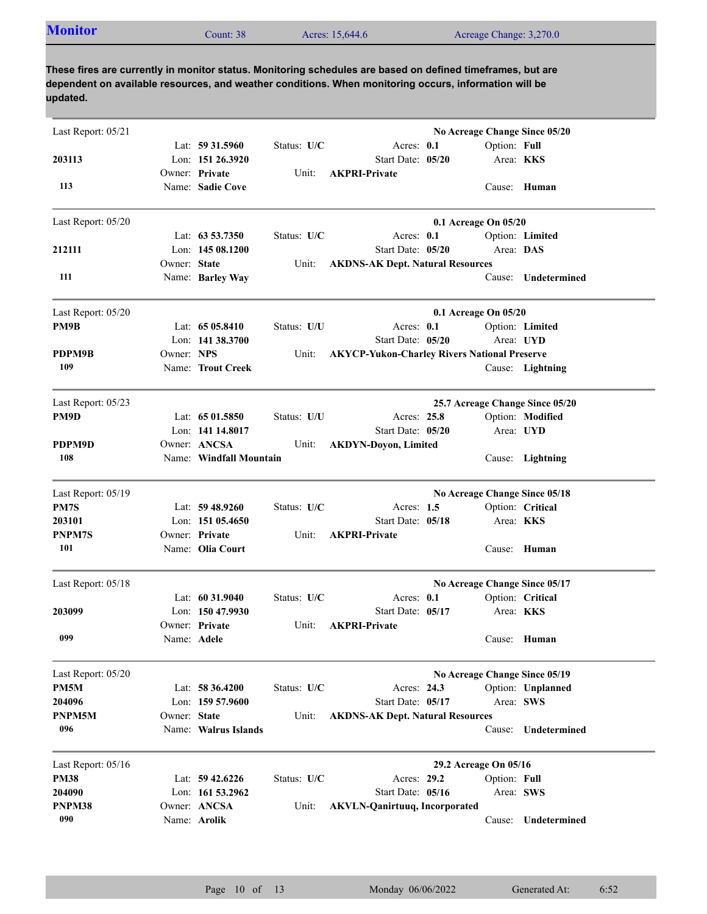## Monitor

Count: 38 | Acres: 15,644.6 | Acreage Change: 3,270.0

**These fires are currently in monitor status. Monitoring schedules are based on defined timeframes, but are dependent on available resources, and weather conditions. When monitoring occurs, information will be updated.**

---

Last Report: 05/21 — **No Acreage Change Since 05/20**

**203113**
**113**

Lat: **59 31.5960** | Lon: **151 26.3920** | Owner: **Private** | Name: **Sadie Cove**
Status: **U/C** | Unit: **AKPRI-Private**
Acres: **0.1** | Start Date: **05/20**
Option: **Full** | Area: **KKS** | Cause: **Human**

---

Last Report: 05/20 — **0.1 Acreage On 05/20**

**212111**
**111**

Lat: **63 53.7350** | Lon: **145 08.1200** | Owner: **State** | Name: **Barley Way**
Status: **U/C** | Unit: **AKDNS-AK Dept. Natural Resources**
Acres: **0.1** | Start Date: **05/20**
Option: **Limited** | Area: **DAS** | Cause: **Undetermined**

---

Last Report: 05/20 — **0.1 Acreage On 05/20**

**PM9B**
**PDPM9B**
**109**

Lat: **65 05.8410** | Lon: **141 38.3700** | Owner: **NPS** | Name: **Trout Creek**
Status: **U/U** | Unit: **AKYCP-Yukon-Charley Rivers National Preserve**
Acres: **0.1** | Start Date: **05/20**
Option: **Limited** | Area: **UYD** | Cause: **Lightning**

---

Last Report: 05/23 — **25.7 Acreage Change Since 05/20**

**PM9D**
**PDPM9D**
**108**

Lat: **65 01.5850** | Lon: **141 14.8017** | Owner: **ANCSA** | Name: **Windfall Mountain**
Status: **U/U** | Unit: **AKDYN-Doyon, Limited**
Acres: **25.8** | Start Date: **05/20**
Option: **Modified** | Area: **UYD** | Cause: **Lightning**

---

Last Report: 05/19 — **No Acreage Change Since 05/18**

**PM7S**
**203101**
**PNPM7S**
**101**

Lat: **59 48.9260** | Lon: **151 05.4650** | Owner: **Private** | Name: **Olia Court**
Status: **U/C** | Unit: **AKPRI-Private**
Acres: **1.5** | Start Date: **05/18**
Option: **Critical** | Area: **KKS** | Cause: **Human**

---

Last Report: 05/18 — **No Acreage Change Since 05/17**

**203099**
**099**

Lat: **60 31.9040** | Lon: **150 47.9930** | Owner: **Private** | Name: **Adele**
Status: **U/C** | Unit: **AKPRI-Private**
Acres: **0.1** | Start Date: **05/17**
Option: **Critical** | Area: **KKS** | Cause: **Human**

---

Last Report: 05/20 — **No Acreage Change Since 05/19**

**PM5M**
**204096**
**PNPM5M**
**096**

Lat: **58 36.4200** | Lon: **159 57.9600** | Owner: **State** | Name: **Walrus Islands**
Status: **U/C** | Unit: **AKDNS-AK Dept. Natural Resources**
Acres: **24.3** | Start Date: **05/17**
Option: **Unplanned** | Area: **SWS** | Cause: **Undetermined**

---

Last Report: 05/16 — **29.2 Acreage On 05/16**

**PM38**
**204090**
**PNPM38**
**090**

Lat: **59 42.6226** | Lon: **161 53.2962** | Owner: **ANCSA** | Name: **Arolik**
Status: **U/C** | Unit: **AKVLN-Qanirtuuq, Incorporated**
Acres: **29.2** | Start Date: **05/16**
Option: **Full** | Area: **SWS** | Cause: **Undetermined**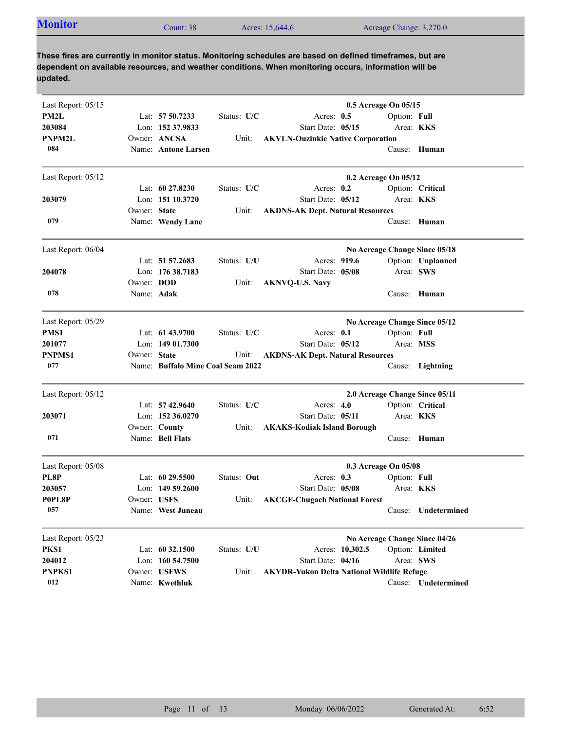## Monitor

Count: 38 | Acres: 15,644.6 | Acreage Change: 3,270.0

**These fires are currently in monitor status. Monitoring schedules are based on defined timeframes, but are dependent on available resources, and weather conditions. When monitoring occurs, information will be updated.**

---

Last Report: 05/15 — **0.5 Acreage On 05/15**

**PM2L**
**203084**
**PNPM2L**
**084**

Lat: **57 50.7233** | Status: **U/C** | Acres: **0.5** | Option: **Full**
Lon: **152 37.9833** | Start Date: **05/15** | Area: **KKS**
Owner: **ANCSA** | Unit: **AKVLN-Ouzinkie Native Corporation**
Name: **Antone Larsen** | Cause: **Human**

---

Last Report: 05/12 — **0.2 Acreage On 05/12**

**203079**
**079**

Lat: **60 27.8230** | Status: **U/C** | Acres: **0.2** | Option: **Critical**
Lon: **151 10.3720** | Start Date: **05/12** | Area: **KKS**
Owner: **State** | Unit: **AKDNS-AK Dept. Natural Resources**
Name: **Wendy Lane** | Cause: **Human**

---

Last Report: 06/04 — **No Acreage Change Since 05/18**

**204078**
**078**

Lat: **51 57.2683** | Status: **U/U** | Acres: **919.6** | Option: **Unplanned**
Lon: **176 38.7183** | Start Date: **05/08** | Area: **SWS**
Owner: **DOD** | Unit: **AKNVQ-U.S. Navy**
Name: **Adak** | Cause: **Human**

---

Last Report: 05/29 — **No Acreage Change Since 05/12**

**PMS1**
**201077**
**PNPMS1**
**077**

Lat: **61 43.9700** | Status: **U/C** | Acres: **0.1** | Option: **Full**
Lon: **149 01.7300** | Start Date: **05/12** | Area: **MSS**
Owner: **State** | Unit: **AKDNS-AK Dept. Natural Resources**
Name: **Buffalo Mine Coal Seam 2022** | Cause: **Lightning**

---

Last Report: 05/12 — **2.0 Acreage Change Since 05/11**

**203071**
**071**

Lat: **57 42.9640** | Status: **U/C** | Acres: **4.0** | Option: **Critical**
Lon: **152 36.0270** | Start Date: **05/11** | Area: **KKS**
Owner: **County** | Unit: **AKAKS-Kodiak Island Borough**
Name: **Bell Flats** | Cause: **Human**

---

Last Report: 05/08 — **0.3 Acreage On 05/08**

**PL8P**
**203057**
**P0PL8P**
**057**

Lat: **60 29.5500** | Status: **Out** | Acres: **0.3** | Option: **Full**
Lon: **149 59.2600** | Start Date: **05/08** | Area: **KKS**
Owner: **USFS** | Unit: **AKCGF-Chugach National Forest**
Name: **West Juneau** | Cause: **Undetermined**

---

Last Report: 05/23 — **No Acreage Change Since 04/26**

**PKS1**
**204012**
**PNPKS1**
**012**

Lat: **60 32.1500** | Status: **U/U** | Acres: **10,302.5** | Option: **Limited**
Lon: **160 54.7500** | Start Date: **04/16** | Area: **SWS**
Owner: **USFWS** | Unit: **AKYDR-Yukon Delta National Wildlife Refuge**
Name: **Kwethluk** | Cause: **Undetermined**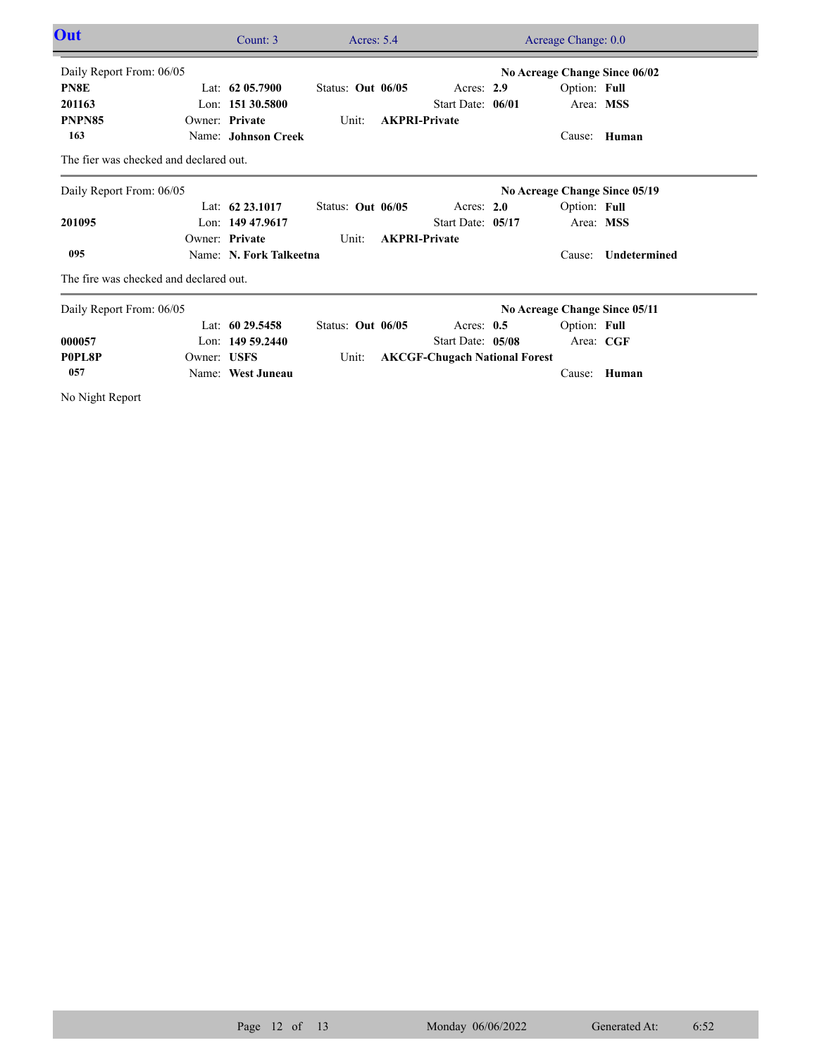## Out

Count: 3 | Acres: 5.4 | Acreage Change: 0.0

---

Daily Report From: 06/05

**No Acreage Change Since 06/02**

| | | | | |
|---|---|---|---|---|
| **PN8E** | Lat: **62 05.7900** | Status: **Out 06/05** | Acres: **2.9** | Option: **Full** |
| **201163** | Lon: **151 30.5800** | | Start Date: **06/01** | Area: **MSS** |
| **PNPN85** | Owner: **Private** | Unit: **AKPRI-Private** | | |
| **163** | Name: **Johnson Creek** | | | Cause: **Human** |

The fier was checked and declared out.

---

Daily Report From: 06/05

**No Acreage Change Since 05/19**

| | | | | |
|---|---|---|---|---|
| | Lat: **62 23.1017** | Status: **Out 06/05** | Acres: **2.0** | Option: **Full** |
| **201095** | Lon: **149 47.9617** | | Start Date: **05/17** | Area: **MSS** |
| | Owner: **Private** | Unit: **AKPRI-Private** | | |
| **095** | Name: **N. Fork Talkeetna** | | | Cause: **Undetermined** |

The fire was checked and declared out.

---

Daily Report From: 06/05

**No Acreage Change Since 05/11**

| | | | | |
|---|---|---|---|---|
| | Lat: **60 29.5458** | Status: **Out 06/05** | Acres: **0.5** | Option: **Full** |
| **000057** | Lon: **149 59.2440** | | Start Date: **05/08** | Area: **CGF** |
| **P0PL8P** | Owner: **USFS** | Unit: **AKCGF-Chugach National Forest** | | |
| **057** | Name: **West Juneau** | | | Cause: **Human** |

No Night Report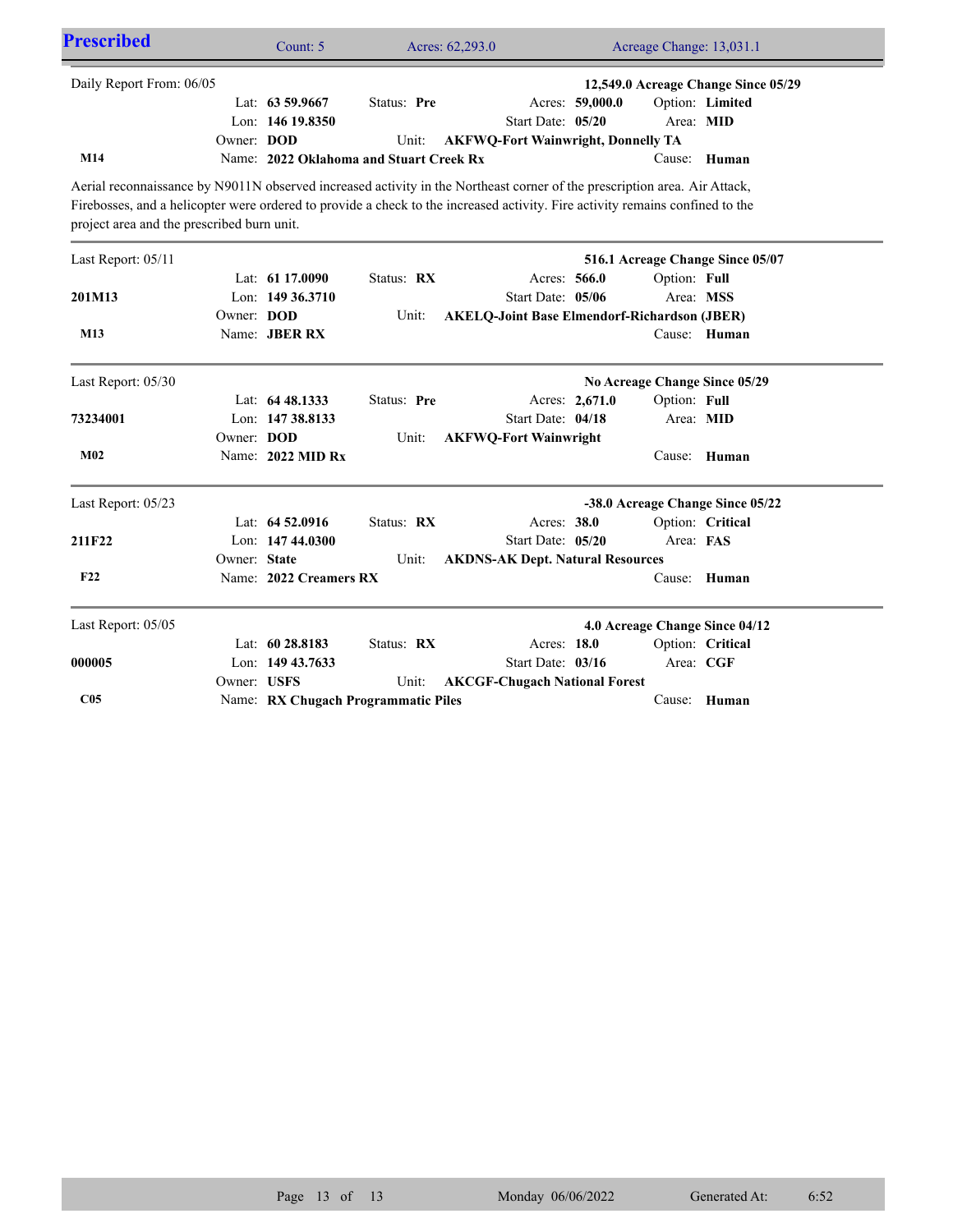## Prescribed

Count: 5 | Acres: 62,293.0 | Acreage Change: 13,031.1

---

Daily Report From: 06/05

**12,549.0 Acreage Change Since 05/29**

| | | | |
|---|---|---|---|
| Lat: **63 59.9667** | Status: **Pre** | Acres: **59,000.0** | Option: **Limited** |
| Lon: **146 19.8350** | | Start Date: **05/20** | Area: **MID** |
| Owner: **DOD** | Unit: **AKFWQ-Fort Wainwright, Donnelly TA** | | |
| Name: **2022 Oklahoma and Stuart Creek Rx** | | | Cause: **Human** |

**M14**

Aerial reconnaissance by N9011N observed increased activity in the Northeast corner of the prescription area. Air Attack, Firebosses, and a helicopter were ordered to provide a check to the increased activity. Fire activity remains confined to the project area and the prescribed burn unit.

---

Last Report: 05/11

**516.1 Acreage Change Since 05/07**

**201M13**

**M13**

| | | | |
|---|---|---|---|
| Lat: **61 17.0090** | Status: **RX** | Acres: **566.0** | Option: **Full** |
| Lon: **149 36.3710** | | Start Date: **05/06** | Area: **MSS** |
| Owner: **DOD** | Unit: **AKELQ-Joint Base Elmendorf-Richardson (JBER)** | | |
| Name: **JBER RX** | | | Cause: **Human** |

---

Last Report: 05/30

**No Acreage Change Since 05/29**

**73234001**

**M02**

| | | | |
|---|---|---|---|
| Lat: **64 48.1333** | Status: **Pre** | Acres: **2,671.0** | Option: **Full** |
| Lon: **147 38.8133** | | Start Date: **04/18** | Area: **MID** |
| Owner: **DOD** | Unit: **AKFWQ-Fort Wainwright** | | |
| Name: **2022 MID Rx** | | | Cause: **Human** |

---

Last Report: 05/23

**-38.0 Acreage Change Since 05/22**

**211F22**

**F22**

| | | | |
|---|---|---|---|
| Lat: **64 52.0916** | Status: **RX** | Acres: **38.0** | Option: **Critical** |
| Lon: **147 44.0300** | | Start Date: **05/20** | Area: **FAS** |
| Owner: **State** | Unit: **AKDNS-AK Dept. Natural Resources** | | |
| Name: **2022 Creamers RX** | | | Cause: **Human** |

---

Last Report: 05/05

**4.0 Acreage Change Since 04/12**

**000005**

**C05**

| | | | |
|---|---|---|---|
| Lat: **60 28.8183** | Status: **RX** | Acres: **18.0** | Option: **Critical** |
| Lon: **149 43.7633** | | Start Date: **03/16** | Area: **CGF** |
| Owner: **USFS** | Unit: **AKCGF-Chugach National Forest** | | |
| Name: **RX Chugach Programmatic Piles** | | | Cause: **Human** |